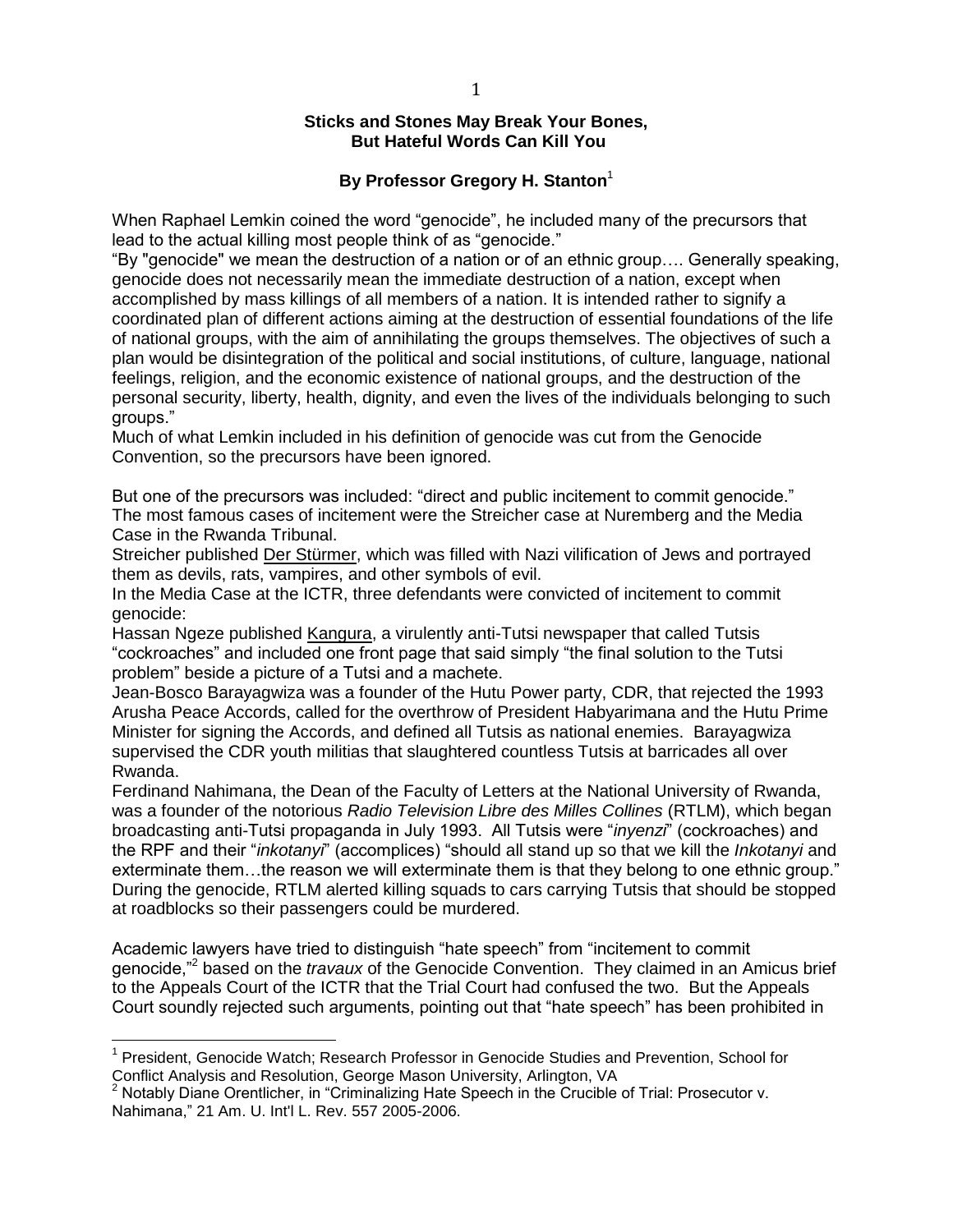# Sticks and Stones May Break Your Bones, But Hateful Words Can Kill You

**By Professor Gregory H. Stanton**[1]

When Raphael Lemkin coined the word "genocide", he included many of the precursors that lead to the actual killing most people think of as "genocide."

"By "genocide" we mean the destruction of a nation or of an ethnic group…. Generally speaking, genocide does not necessarily mean the immediate destruction of a nation, except when accomplished by mass killings of all members of a nation. It is intended rather to signify a coordinated plan of different actions aiming at the destruction of essential foundations of the life of national groups, with the aim of annihilating the groups themselves. The objectives of such a plan would be disintegration of the political and social institutions, of culture, language, national feelings, religion, and the economic existence of national groups, and the destruction of the personal security, liberty, health, dignity, and even the lives of the individuals belonging to such groups."

Much of what Lemkin included in his definition of genocide was cut from the Genocide Convention, so the precursors have been ignored.

But one of the precursors was included: "direct and public incitement to commit genocide." The most famous cases of incitement were the Streicher case at Nuremberg and the Media Case in the Rwanda Tribunal.

Streicher published Der Stürmer, which was filled with Nazi vilification of Jews and portrayed them as devils, rats, vampires, and other symbols of evil.

In the Media Case at the ICTR, three defendants were convicted of incitement to commit genocide:

Hassan Ngeze published Kangura, a virulently anti-Tutsi newspaper that called Tutsis "cockroaches" and included one front page that said simply "the final solution to the Tutsi problem" beside a picture of a Tutsi and a machete.

Jean-Bosco Barayagwiza was a founder of the Hutu Power party, CDR, that rejected the 1993 Arusha Peace Accords, called for the overthrow of President Habyarimana and the Hutu Prime Minister for signing the Accords, and defined all Tutsis as national enemies. Barayagwiza supervised the CDR youth militias that slaughtered countless Tutsis at barricades all over Rwanda.

Ferdinand Nahimana, the Dean of the Faculty of Letters at the National University of Rwanda, was a founder of the notorious *Radio Television Libre des Milles Collines* (RTLM), which began broadcasting anti-Tutsi propaganda in July 1993. All Tutsis were "*inyenzi*" (cockroaches) and the RPF and their "*inkotanyi*" (accomplices) "should all stand up so that we kill the *Inkotanyi* and exterminate them…the reason we will exterminate them is that they belong to one ethnic group." During the genocide, RTLM alerted killing squads to cars carrying Tutsis that should be stopped at roadblocks so their passengers could be murdered.

Academic lawyers have tried to distinguish "hate speech" from "incitement to commit genocide,"[2] based on the *travaux* of the Genocide Convention. They claimed in an Amicus brief to the Appeals Court of the ICTR that the Trial Court had confused the two. But the Appeals Court soundly rejected such arguments, pointing out that "hate speech" has been prohibited in

---

[1] President, Genocide Watch; Research Professor in Genocide Studies and Prevention, School for Conflict Analysis and Resolution, George Mason University, Arlington, VA

[2] Notably Diane Orentlicher, in "Criminalizing Hate Speech in the Crucible of Trial: Prosecutor v. Nahimana," 21 Am. U. Int'l L. Rev. 557 2005-2006.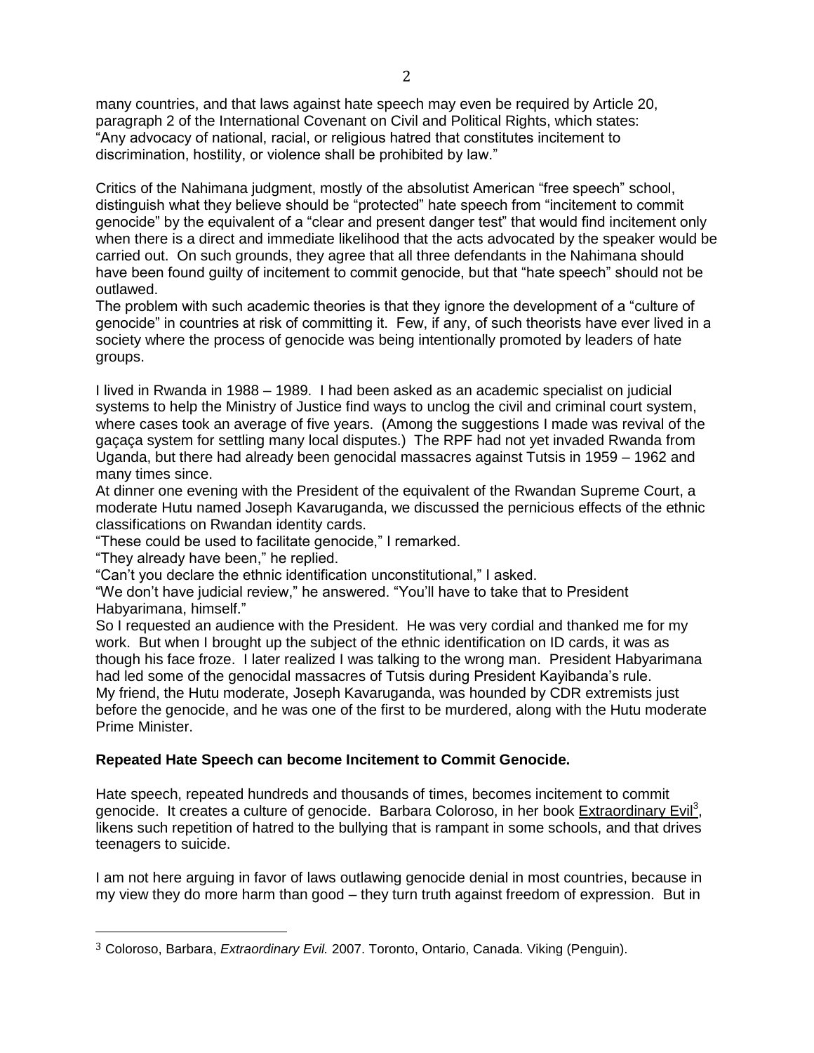many countries, and that laws against hate speech may even be required by Article 20, paragraph 2 of the International Covenant on Civil and Political Rights, which states: "Any advocacy of national, racial, or religious hatred that constitutes incitement to discrimination, hostility, or violence shall be prohibited by law."

Critics of the Nahimana judgment, mostly of the absolutist American "free speech" school, distinguish what they believe should be "protected" hate speech from "incitement to commit genocide" by the equivalent of a "clear and present danger test" that would find incitement only when there is a direct and immediate likelihood that the acts advocated by the speaker would be carried out. On such grounds, they agree that all three defendants in the Nahimana should have been found guilty of incitement to commit genocide, but that "hate speech" should not be outlawed.

The problem with such academic theories is that they ignore the development of a "culture of genocide" in countries at risk of committing it. Few, if any, of such theorists have ever lived in a society where the process of genocide was being intentionally promoted by leaders of hate groups.

I lived in Rwanda in 1988 – 1989. I had been asked as an academic specialist on judicial systems to help the Ministry of Justice find ways to unclog the civil and criminal court system, where cases took an average of five years. (Among the suggestions I made was revival of the gaçaça system for settling many local disputes.) The RPF had not yet invaded Rwanda from Uganda, but there had already been genocidal massacres against Tutsis in 1959 – 1962 and many times since.

At dinner one evening with the President of the equivalent of the Rwandan Supreme Court, a moderate Hutu named Joseph Kavaruganda, we discussed the pernicious effects of the ethnic classifications on Rwandan identity cards.

"These could be used to facilitate genocide," I remarked.

"They already have been," he replied.

"Can't you declare the ethnic identification unconstitutional," I asked.

"We don't have judicial review," he answered. "You'll have to take that to President Habyarimana, himself."

So I requested an audience with the President. He was very cordial and thanked me for my work. But when I brought up the subject of the ethnic identification on ID cards, it was as though his face froze. I later realized I was talking to the wrong man. President Habyarimana had led some of the genocidal massacres of Tutsis during President Kayibanda's rule.

My friend, the Hutu moderate, Joseph Kavaruganda, was hounded by CDR extremists just before the genocide, and he was one of the first to be murdered, along with the Hutu moderate Prime Minister.

**Repeated Hate Speech can become Incitement to Commit Genocide.**

Hate speech, repeated hundreds and thousands of times, becomes incitement to commit genocide. It creates a culture of genocide. Barbara Coloroso, in her book Extraordinary Evil[3], likens such repetition of hatred to the bullying that is rampant in some schools, and that drives teenagers to suicide.

I am not here arguing in favor of laws outlawing genocide denial in most countries, because in my view they do more harm than good – they turn truth against freedom of expression. But in

[3] Coloroso, Barbara, *Extraordinary Evil.* 2007. Toronto, Ontario, Canada. Viking (Penguin).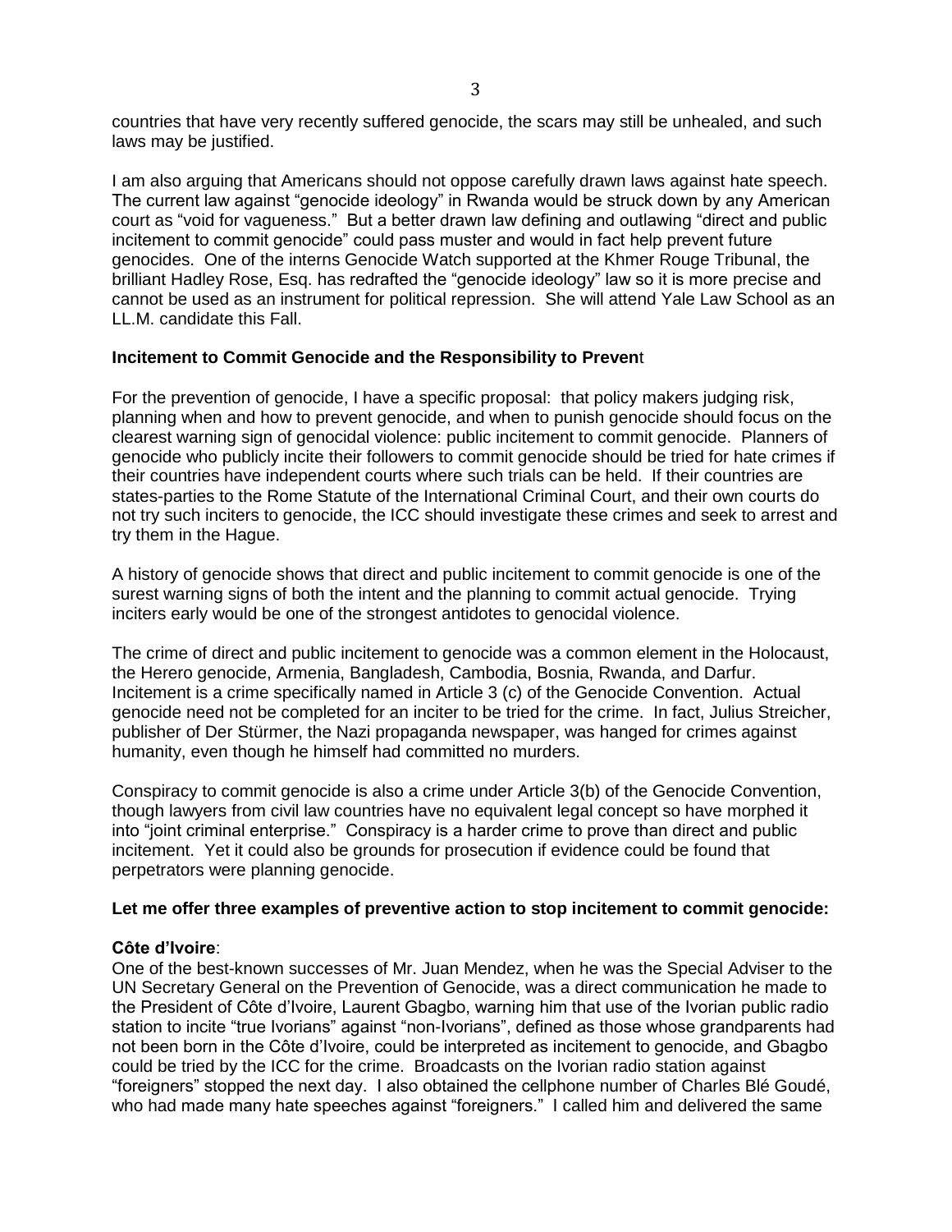countries that have very recently suffered genocide, the scars may still be unhealed, and such laws may be justified.

I am also arguing that Americans should not oppose carefully drawn laws against hate speech. The current law against "genocide ideology" in Rwanda would be struck down by any American court as "void for vagueness." But a better drawn law defining and outlawing "direct and public incitement to commit genocide" could pass muster and would in fact help prevent future genocides. One of the interns Genocide Watch supported at the Khmer Rouge Tribunal, the brilliant Hadley Rose, Esq. has redrafted the "genocide ideology" law so it is more precise and cannot be used as an instrument for political repression. She will attend Yale Law School as an LL.M. candidate this Fall.

**Incitement to Commit Genocide and the Responsibility to Preven**t

For the prevention of genocide, I have a specific proposal: that policy makers judging risk, planning when and how to prevent genocide, and when to punish genocide should focus on the clearest warning sign of genocidal violence: public incitement to commit genocide. Planners of genocide who publicly incite their followers to commit genocide should be tried for hate crimes if their countries have independent courts where such trials can be held. If their countries are states-parties to the Rome Statute of the International Criminal Court, and their own courts do not try such inciters to genocide, the ICC should investigate these crimes and seek to arrest and try them in the Hague.

A history of genocide shows that direct and public incitement to commit genocide is one of the surest warning signs of both the intent and the planning to commit actual genocide. Trying inciters early would be one of the strongest antidotes to genocidal violence.

The crime of direct and public incitement to genocide was a common element in the Holocaust, the Herero genocide, Armenia, Bangladesh, Cambodia, Bosnia, Rwanda, and Darfur. Incitement is a crime specifically named in Article 3 (c) of the Genocide Convention. Actual genocide need not be completed for an inciter to be tried for the crime. In fact, Julius Streicher, publisher of Der Stürmer, the Nazi propaganda newspaper, was hanged for crimes against humanity, even though he himself had committed no murders.

Conspiracy to commit genocide is also a crime under Article 3(b) of the Genocide Convention, though lawyers from civil law countries have no equivalent legal concept so have morphed it into "joint criminal enterprise." Conspiracy is a harder crime to prove than direct and public incitement. Yet it could also be grounds for prosecution if evidence could be found that perpetrators were planning genocide.

**Let me offer three examples of preventive action to stop incitement to commit genocide:**

**Côte d'Ivoire**:
One of the best-known successes of Mr. Juan Mendez, when he was the Special Adviser to the UN Secretary General on the Prevention of Genocide, was a direct communication he made to the President of Côte d'Ivoire, Laurent Gbagbo, warning him that use of the Ivorian public radio station to incite "true Ivorians" against "non-Ivorians", defined as those whose grandparents had not been born in the Côte d'Ivoire, could be interpreted as incitement to genocide, and Gbagbo could be tried by the ICC for the crime. Broadcasts on the Ivorian radio station against "foreigners" stopped the next day. I also obtained the cellphone number of Charles Blé Goudé, who had made many hate speeches against "foreigners." I called him and delivered the same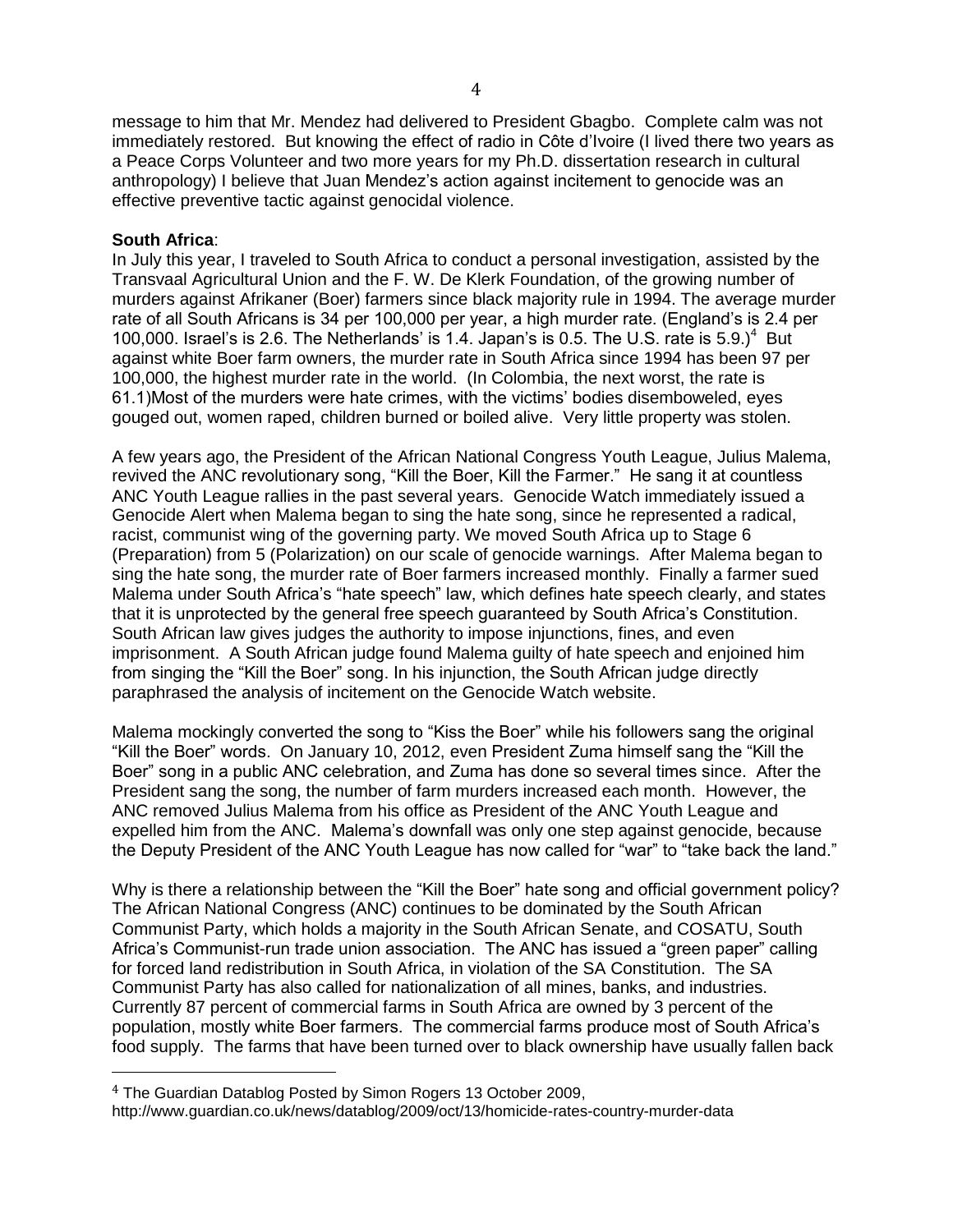message to him that Mr. Mendez had delivered to President Gbagbo. Complete calm was not immediately restored. But knowing the effect of radio in Côte d'Ivoire (I lived there two years as a Peace Corps Volunteer and two more years for my Ph.D. dissertation research in cultural anthropology) I believe that Juan Mendez's action against incitement to genocide was an effective preventive tactic against genocidal violence.

**South Africa**:

In July this year, I traveled to South Africa to conduct a personal investigation, assisted by the Transvaal Agricultural Union and the F. W. De Klerk Foundation, of the growing number of murders against Afrikaner (Boer) farmers since black majority rule in 1994. The average murder rate of all South Africans is 34 per 100,000 per year, a high murder rate. (England's is 2.4 per 100,000. Israel's is 2.6. The Netherlands' is 1.4. Japan's is 0.5. The U.S. rate is 5.9.)[4] But against white Boer farm owners, the murder rate in South Africa since 1994 has been 97 per 100,000, the highest murder rate in the world. (In Colombia, the next worst, the rate is 61.1)Most of the murders were hate crimes, with the victims' bodies disemboweled, eyes gouged out, women raped, children burned or boiled alive. Very little property was stolen.

A few years ago, the President of the African National Congress Youth League, Julius Malema, revived the ANC revolutionary song, "Kill the Boer, Kill the Farmer." He sang it at countless ANC Youth League rallies in the past several years. Genocide Watch immediately issued a Genocide Alert when Malema began to sing the hate song, since he represented a radical, racist, communist wing of the governing party. We moved South Africa up to Stage 6 (Preparation) from 5 (Polarization) on our scale of genocide warnings. After Malema began to sing the hate song, the murder rate of Boer farmers increased monthly. Finally a farmer sued Malema under South Africa's "hate speech" law, which defines hate speech clearly, and states that it is unprotected by the general free speech guaranteed by South Africa's Constitution. South African law gives judges the authority to impose injunctions, fines, and even imprisonment. A South African judge found Malema guilty of hate speech and enjoined him from singing the "Kill the Boer" song. In his injunction, the South African judge directly paraphrased the analysis of incitement on the Genocide Watch website.

Malema mockingly converted the song to "Kiss the Boer" while his followers sang the original "Kill the Boer" words. On January 10, 2012, even President Zuma himself sang the "Kill the Boer" song in a public ANC celebration, and Zuma has done so several times since. After the President sang the song, the number of farm murders increased each month. However, the ANC removed Julius Malema from his office as President of the ANC Youth League and expelled him from the ANC. Malema's downfall was only one step against genocide, because the Deputy President of the ANC Youth League has now called for "war" to "take back the land."

Why is there a relationship between the "Kill the Boer" hate song and official government policy? The African National Congress (ANC) continues to be dominated by the South African Communist Party, which holds a majority in the South African Senate, and COSATU, South Africa's Communist-run trade union association. The ANC has issued a "green paper" calling for forced land redistribution in South Africa, in violation of the SA Constitution. The SA Communist Party has also called for nationalization of all mines, banks, and industries. Currently 87 percent of commercial farms in South Africa are owned by 3 percent of the population, mostly white Boer farmers. The commercial farms produce most of South Africa's food supply. The farms that have been turned over to black ownership have usually fallen back

---

[4] The Guardian Datablog Posted by Simon Rogers 13 October 2009, http://www.guardian.co.uk/news/datablog/2009/oct/13/homicide-rates-country-murder-data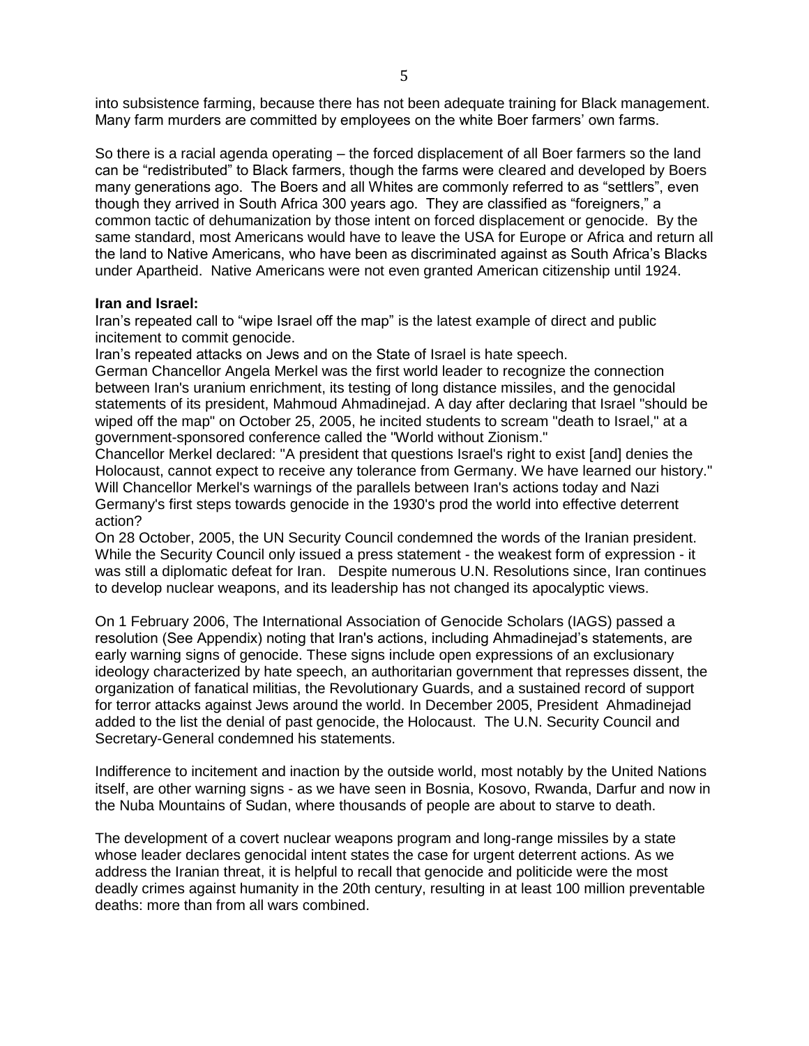into subsistence farming, because there has not been adequate training for Black management. Many farm murders are committed by employees on the white Boer farmers' own farms.

So there is a racial agenda operating – the forced displacement of all Boer farmers so the land can be "redistributed" to Black farmers, though the farms were cleared and developed by Boers many generations ago. The Boers and all Whites are commonly referred to as "settlers", even though they arrived in South Africa 300 years ago. They are classified as "foreigners," a common tactic of dehumanization by those intent on forced displacement or genocide. By the same standard, most Americans would have to leave the USA for Europe or Africa and return all the land to Native Americans, who have been as discriminated against as South Africa's Blacks under Apartheid. Native Americans were not even granted American citizenship until 1924.

**Iran and Israel:**

Iran's repeated call to "wipe Israel off the map" is the latest example of direct and public incitement to commit genocide.

Iran's repeated attacks on Jews and on the State of Israel is hate speech.

German Chancellor Angela Merkel was the first world leader to recognize the connection between Iran's uranium enrichment, its testing of long distance missiles, and the genocidal statements of its president, Mahmoud Ahmadinejad. A day after declaring that Israel "should be wiped off the map" on October 25, 2005, he incited students to scream "death to Israel," at a government-sponsored conference called the "World without Zionism."

Chancellor Merkel declared: "A president that questions Israel's right to exist [and] denies the Holocaust, cannot expect to receive any tolerance from Germany. We have learned our history." Will Chancellor Merkel's warnings of the parallels between Iran's actions today and Nazi Germany's first steps towards genocide in the 1930's prod the world into effective deterrent action?

On 28 October, 2005, the UN Security Council condemned the words of the Iranian president. While the Security Council only issued a press statement - the weakest form of expression - it was still a diplomatic defeat for Iran. Despite numerous U.N. Resolutions since, Iran continues to develop nuclear weapons, and its leadership has not changed its apocalyptic views.

On 1 February 2006, The International Association of Genocide Scholars (IAGS) passed a resolution (See Appendix) noting that Iran's actions, including Ahmadinejad's statements, are early warning signs of genocide. These signs include open expressions of an exclusionary ideology characterized by hate speech, an authoritarian government that represses dissent, the organization of fanatical militias, the Revolutionary Guards, and a sustained record of support for terror attacks against Jews around the world. In December 2005, President Ahmadinejad added to the list the denial of past genocide, the Holocaust. The U.N. Security Council and Secretary-General condemned his statements.

Indifference to incitement and inaction by the outside world, most notably by the United Nations itself, are other warning signs - as we have seen in Bosnia, Kosovo, Rwanda, Darfur and now in the Nuba Mountains of Sudan, where thousands of people are about to starve to death.

The development of a covert nuclear weapons program and long-range missiles by a state whose leader declares genocidal intent states the case for urgent deterrent actions. As we address the Iranian threat, it is helpful to recall that genocide and politicide were the most deadly crimes against humanity in the 20th century, resulting in at least 100 million preventable deaths: more than from all wars combined.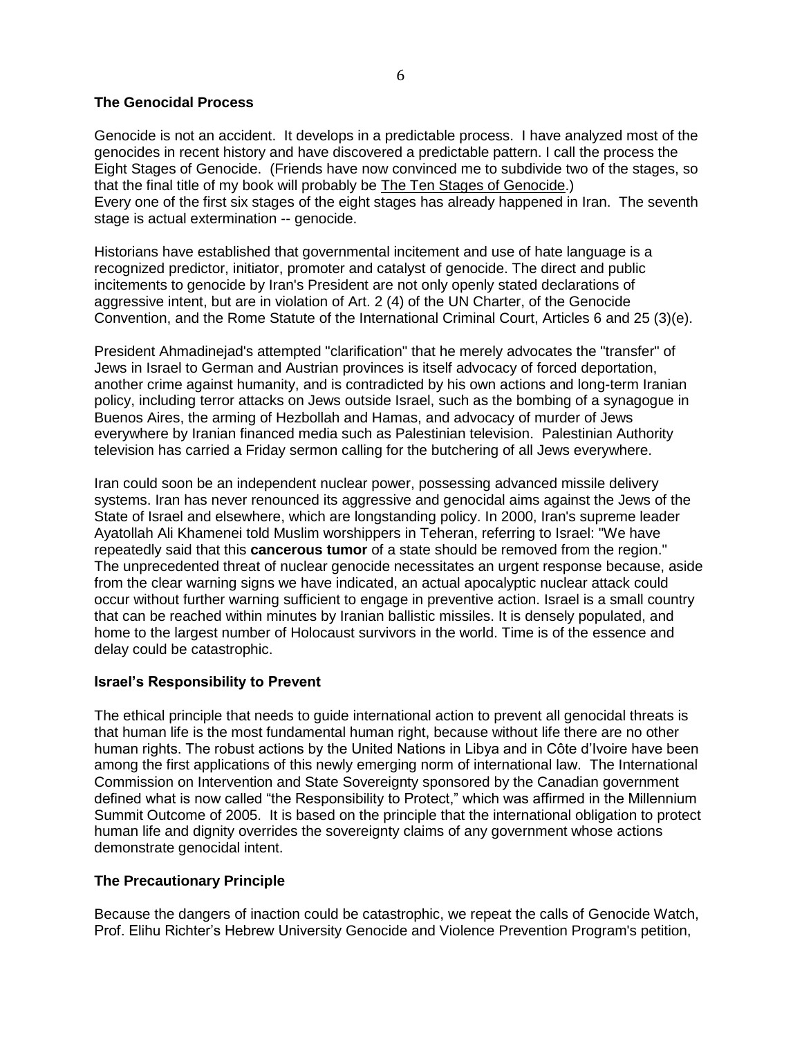**The Genocidal Process**

Genocide is not an accident. It develops in a predictable process. I have analyzed most of the genocides in recent history and have discovered a predictable pattern. I call the process the Eight Stages of Genocide. (Friends have now convinced me to subdivide two of the stages, so that the final title of my book will probably be The Ten Stages of Genocide.) Every one of the first six stages of the eight stages has already happened in Iran. The seventh stage is actual extermination -- genocide.

Historians have established that governmental incitement and use of hate language is a recognized predictor, initiator, promoter and catalyst of genocide. The direct and public incitements to genocide by Iran's President are not only openly stated declarations of aggressive intent, but are in violation of Art. 2 (4) of the UN Charter, of the Genocide Convention, and the Rome Statute of the International Criminal Court, Articles 6 and 25 (3)(e).

President Ahmadinejad's attempted "clarification" that he merely advocates the "transfer" of Jews in Israel to German and Austrian provinces is itself advocacy of forced deportation, another crime against humanity, and is contradicted by his own actions and long-term Iranian policy, including terror attacks on Jews outside Israel, such as the bombing of a synagogue in Buenos Aires, the arming of Hezbollah and Hamas, and advocacy of murder of Jews everywhere by Iranian financed media such as Palestinian television. Palestinian Authority television has carried a Friday sermon calling for the butchering of all Jews everywhere.

Iran could soon be an independent nuclear power, possessing advanced missile delivery systems. Iran has never renounced its aggressive and genocidal aims against the Jews of the State of Israel and elsewhere, which are longstanding policy. In 2000, Iran's supreme leader Ayatollah Ali Khamenei told Muslim worshippers in Teheran, referring to Israel: "We have repeatedly said that this **cancerous tumor** of a state should be removed from the region." The unprecedented threat of nuclear genocide necessitates an urgent response because, aside from the clear warning signs we have indicated, an actual apocalyptic nuclear attack could occur without further warning sufficient to engage in preventive action. Israel is a small country that can be reached within minutes by Iranian ballistic missiles. It is densely populated, and home to the largest number of Holocaust survivors in the world. Time is of the essence and delay could be catastrophic.

**Israel's Responsibility to Prevent**

The ethical principle that needs to guide international action to prevent all genocidal threats is that human life is the most fundamental human right, because without life there are no other human rights. The robust actions by the United Nations in Libya and in Côte d'Ivoire have been among the first applications of this newly emerging norm of international law. The International Commission on Intervention and State Sovereignty sponsored by the Canadian government defined what is now called "the Responsibility to Protect," which was affirmed in the Millennium Summit Outcome of 2005. It is based on the principle that the international obligation to protect human life and dignity overrides the sovereignty claims of any government whose actions demonstrate genocidal intent.

**The Precautionary Principle**

Because the dangers of inaction could be catastrophic, we repeat the calls of Genocide Watch, Prof. Elihu Richter's Hebrew University Genocide and Violence Prevention Program's petition,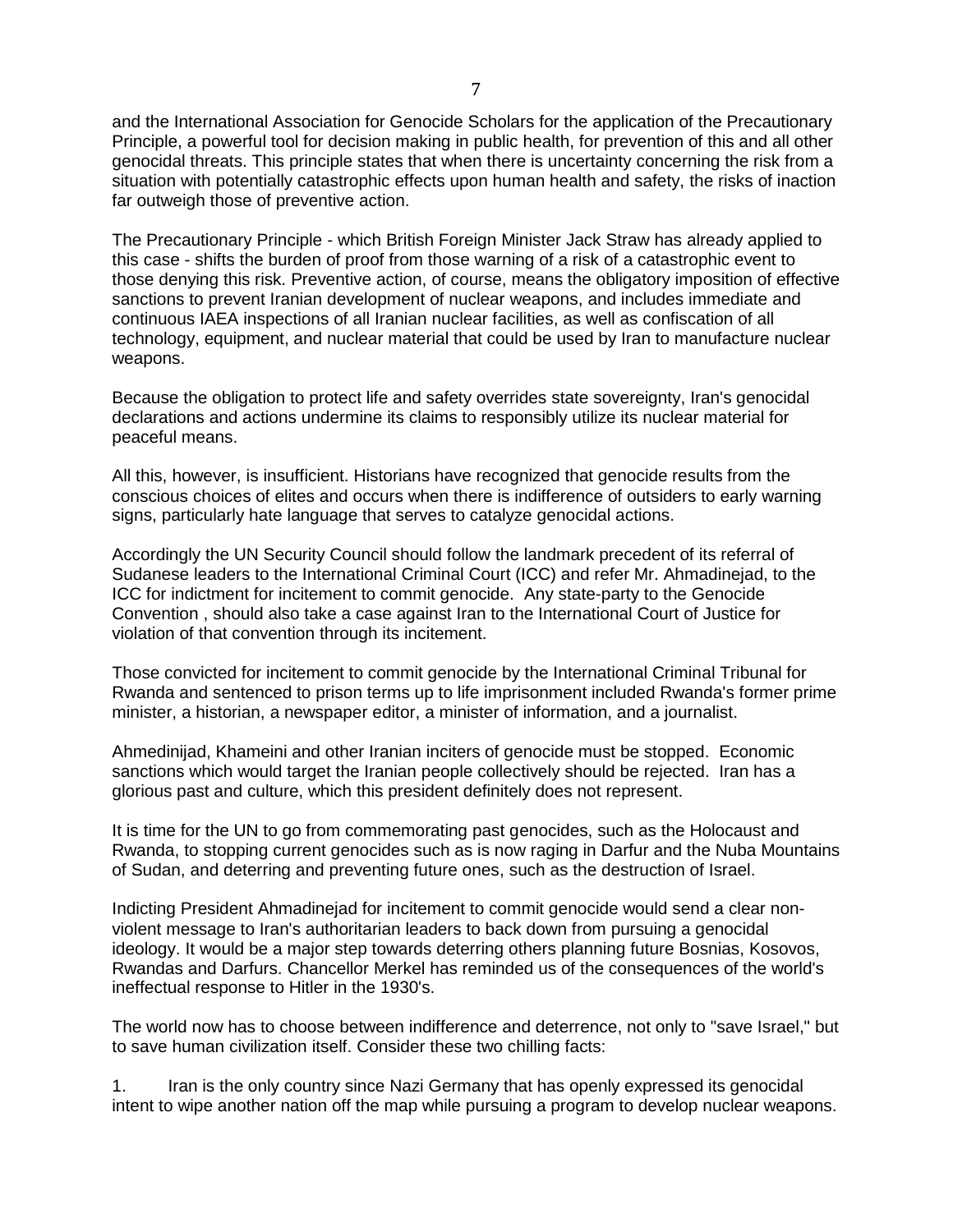and the International Association for Genocide Scholars for the application of the Precautionary Principle, a powerful tool for decision making in public health, for prevention of this and all other genocidal threats. This principle states that when there is uncertainty concerning the risk from a situation with potentially catastrophic effects upon human health and safety, the risks of inaction far outweigh those of preventive action.

The Precautionary Principle - which British Foreign Minister Jack Straw has already applied to this case - shifts the burden of proof from those warning of a risk of a catastrophic event to those denying this risk. Preventive action, of course, means the obligatory imposition of effective sanctions to prevent Iranian development of nuclear weapons, and includes immediate and continuous IAEA inspections of all Iranian nuclear facilities, as well as confiscation of all technology, equipment, and nuclear material that could be used by Iran to manufacture nuclear weapons.

Because the obligation to protect life and safety overrides state sovereignty, Iran's genocidal declarations and actions undermine its claims to responsibly utilize its nuclear material for peaceful means.

All this, however, is insufficient. Historians have recognized that genocide results from the conscious choices of elites and occurs when there is indifference of outsiders to early warning signs, particularly hate language that serves to catalyze genocidal actions.

Accordingly the UN Security Council should follow the landmark precedent of its referral of Sudanese leaders to the International Criminal Court (ICC) and refer Mr. Ahmadinejad, to the ICC for indictment for incitement to commit genocide. Any state-party to the Genocide Convention , should also take a case against Iran to the International Court of Justice for violation of that convention through its incitement.

Those convicted for incitement to commit genocide by the International Criminal Tribunal for Rwanda and sentenced to prison terms up to life imprisonment included Rwanda's former prime minister, a historian, a newspaper editor, a minister of information, and a journalist.

Ahmedinijad, Khameini and other Iranian inciters of genocide must be stopped. Economic sanctions which would target the Iranian people collectively should be rejected. Iran has a glorious past and culture, which this president definitely does not represent.

It is time for the UN to go from commemorating past genocides, such as the Holocaust and Rwanda, to stopping current genocides such as is now raging in Darfur and the Nuba Mountains of Sudan, and deterring and preventing future ones, such as the destruction of Israel.

Indicting President Ahmadinejad for incitement to commit genocide would send a clear non-violent message to Iran's authoritarian leaders to back down from pursuing a genocidal ideology. It would be a major step towards deterring others planning future Bosnias, Kosovos, Rwandas and Darfurs. Chancellor Merkel has reminded us of the consequences of the world's ineffectual response to Hitler in the 1930's.

The world now has to choose between indifference and deterrence, not only to "save Israel," but to save human civilization itself. Consider these two chilling facts:

1. Iran is the only country since Nazi Germany that has openly expressed its genocidal intent to wipe another nation off the map while pursuing a program to develop nuclear weapons.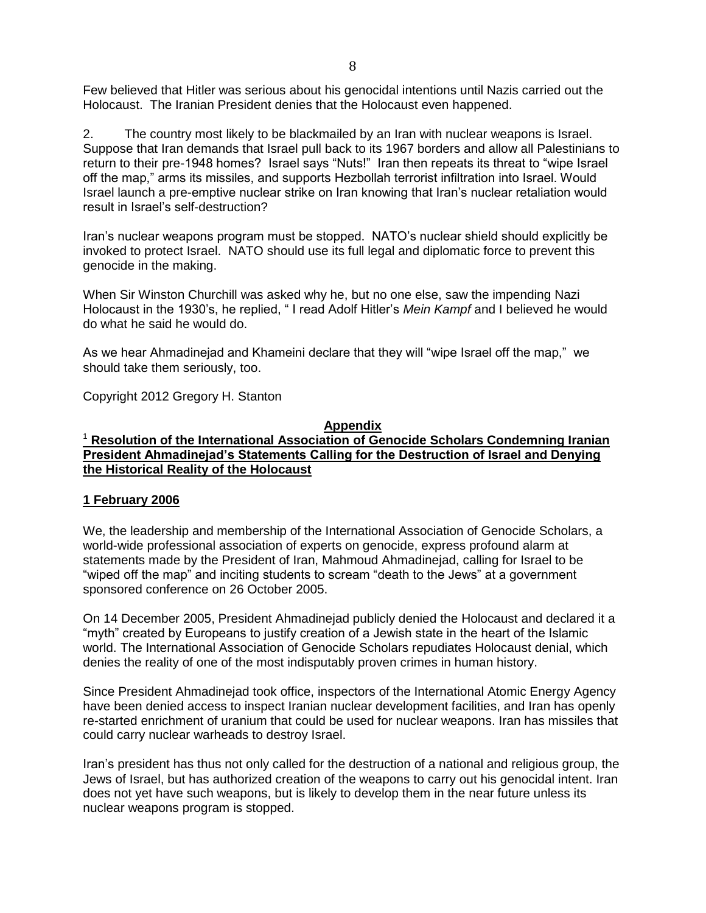Few believed that Hitler was serious about his genocidal intentions until Nazis carried out the Holocaust. The Iranian President denies that the Holocaust even happened.

2. The country most likely to be blackmailed by an Iran with nuclear weapons is Israel. Suppose that Iran demands that Israel pull back to its 1967 borders and allow all Palestinians to return to their pre-1948 homes? Israel says "Nuts!" Iran then repeats its threat to "wipe Israel off the map," arms its missiles, and supports Hezbollah terrorist infiltration into Israel. Would Israel launch a pre-emptive nuclear strike on Iran knowing that Iran's nuclear retaliation would result in Israel's self-destruction?

Iran's nuclear weapons program must be stopped. NATO's nuclear shield should explicitly be invoked to protect Israel. NATO should use its full legal and diplomatic force to prevent this genocide in the making.

When Sir Winston Churchill was asked why he, but no one else, saw the impending Nazi Holocaust in the 1930's, he replied, " I read Adolf Hitler's *Mein Kampf* and I believed he would do what he said he would do.

As we hear Ahmadinejad and Khameini declare that they will "wipe Israel off the map," we should take them seriously, too.

Copyright 2012 Gregory H. Stanton

## Appendix

[1] **Resolution of the International Association of Genocide Scholars Condemning Iranian President Ahmadinejad's Statements Calling for the Destruction of Israel and Denying the Historical Reality of the Holocaust**

**1 February 2006**

We, the leadership and membership of the International Association of Genocide Scholars, a world-wide professional association of experts on genocide, express profound alarm at statements made by the President of Iran, Mahmoud Ahmadinejad, calling for Israel to be "wiped off the map" and inciting students to scream "death to the Jews" at a government sponsored conference on 26 October 2005.

On 14 December 2005, President Ahmadinejad publicly denied the Holocaust and declared it a "myth" created by Europeans to justify creation of a Jewish state in the heart of the Islamic world. The International Association of Genocide Scholars repudiates Holocaust denial, which denies the reality of one of the most indisputably proven crimes in human history.

Since President Ahmadinejad took office, inspectors of the International Atomic Energy Agency have been denied access to inspect Iranian nuclear development facilities, and Iran has openly re-started enrichment of uranium that could be used for nuclear weapons. Iran has missiles that could carry nuclear warheads to destroy Israel.

Iran's president has thus not only called for the destruction of a national and religious group, the Jews of Israel, but has authorized creation of the weapons to carry out his genocidal intent. Iran does not yet have such weapons, but is likely to develop them in the near future unless its nuclear weapons program is stopped.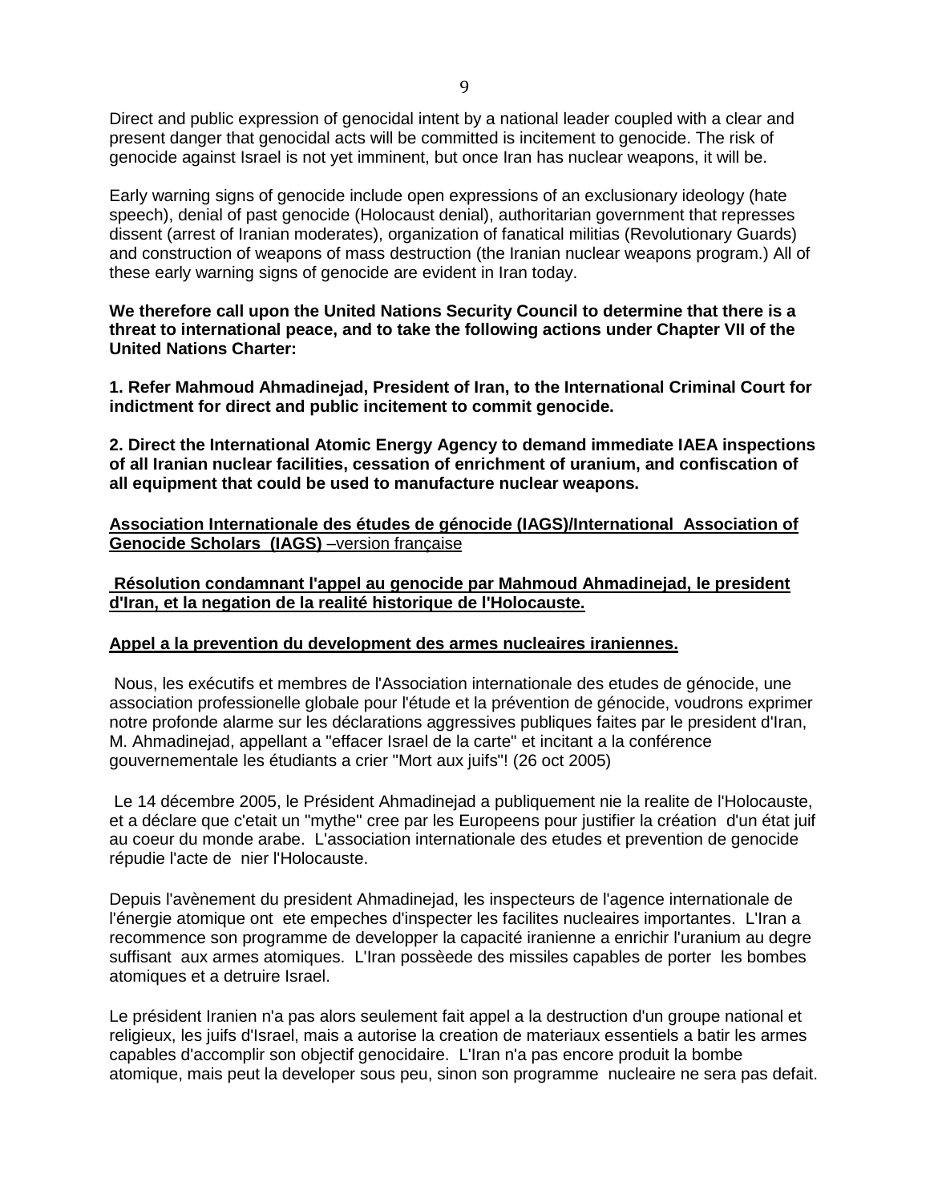Direct and public expression of genocidal intent by a national leader coupled with a clear and present danger that genocidal acts will be committed is incitement to genocide. The risk of genocide against Israel is not yet imminent, but once Iran has nuclear weapons, it will be.

Early warning signs of genocide include open expressions of an exclusionary ideology (hate speech), denial of past genocide (Holocaust denial), authoritarian government that represses dissent (arrest of Iranian moderates), organization of fanatical militias (Revolutionary Guards) and construction of weapons of mass destruction (the Iranian nuclear weapons program.) All of these early warning signs of genocide are evident in Iran today.

**We therefore call upon the United Nations Security Council to determine that there is a threat to international peace, and to take the following actions under Chapter VII of the United Nations Charter:**

**1. Refer Mahmoud Ahmadinejad, President of Iran, to the International Criminal Court for indictment for direct and public incitement to commit genocide.**

**2. Direct the International Atomic Energy Agency to demand immediate IAEA inspections of all Iranian nuclear facilities, cessation of enrichment of uranium, and confiscation of all equipment that could be used to manufacture nuclear weapons.**

**Association Internationale des études de génocide (IAGS)/International Association of Genocide Scholars (IAGS)** –version française

**Résolution condamnant l'appel au genocide par Mahmoud Ahmadinejad, le president d'Iran, et la negation de la realité historique de l'Holocauste.**

**Appel a la prevention du development des armes nucleaires iraniennes.**

Nous, les exécutifs et membres de l'Association internationale des etudes de génocide, une association professionelle globale pour l'étude et la prévention de génocide, voudrons exprimer notre profonde alarme sur les déclarations aggressives publiques faites par le president d'Iran, M. Ahmadinejad, appellant a "effacer Israel de la carte" et incitant a la conférence gouvernementale les étudiants a crier "Mort aux juifs"! (26 oct 2005)

Le 14 décembre 2005, le Président Ahmadinejad a publiquement nie la realite de l'Holocauste, et a déclare que c'etait un "mythe" cree par les Europeens pour justifier la création d'un état juif au coeur du monde arabe. L'association internationale des etudes et prevention de genocide répudie l'acte de nier l'Holocauste.

Depuis l'avènement du president Ahmadinejad, les inspecteurs de l'agence internationale de l'énergie atomique ont ete empeches d'inspecter les facilites nucleaires importantes. L'Iran a recommence son programme de developper la capacité iranienne a enrichir l'uranium au degre suffisant aux armes atomiques. L'Iran possèede des missiles capables de porter les bombes atomiques et a detruire Israel.

Le président Iranien n'a pas alors seulement fait appel a la destruction d'un groupe national et religieux, les juifs d'Israel, mais a autorise la creation de materiaux essentiels a batir les armes capables d'accomplir son objectif genocidaire. L'Iran n'a pas encore produit la bombe atomique, mais peut la developer sous peu, sinon son programme nucleaire ne sera pas defait.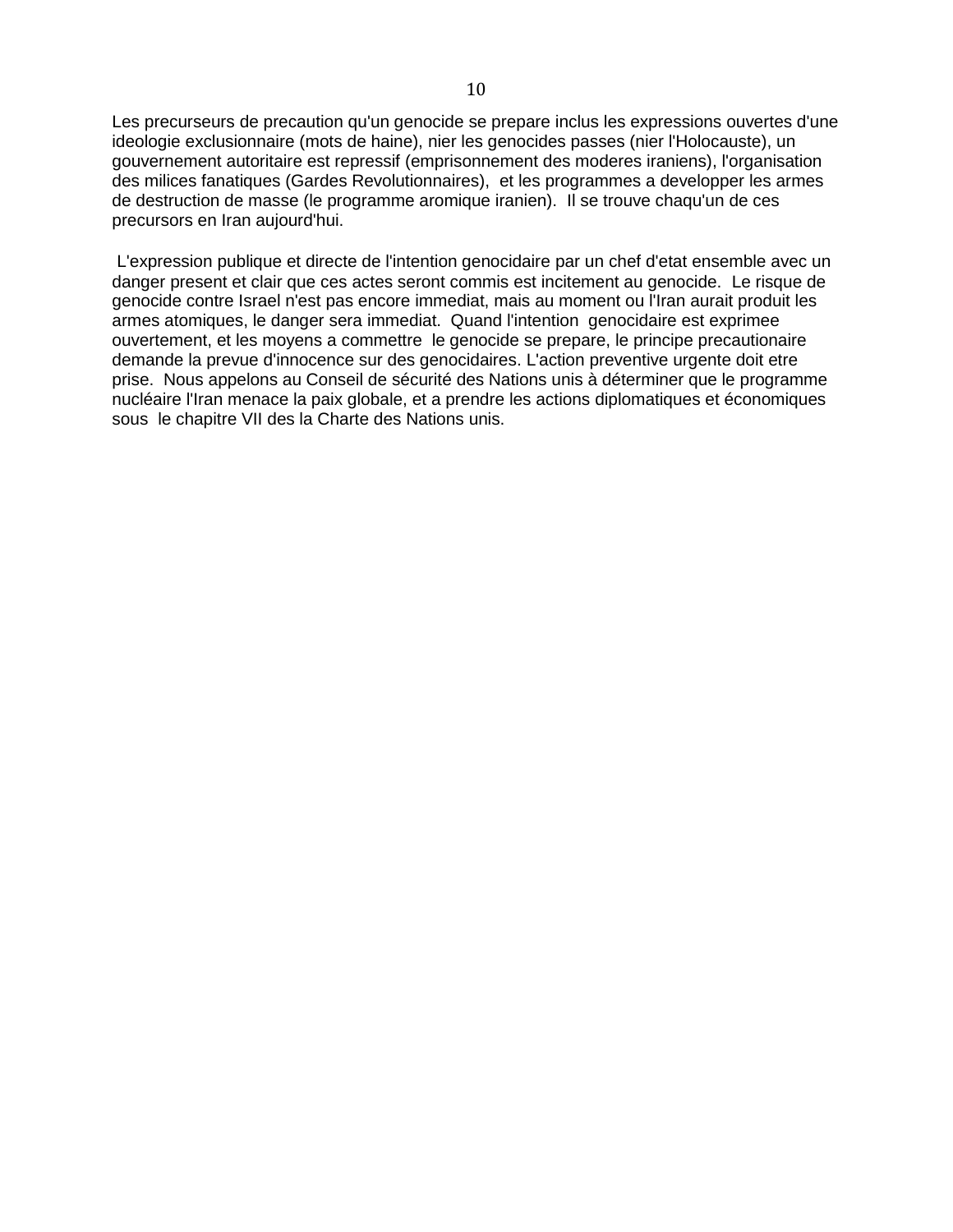Les precurseurs de precaution qu'un genocide se prepare inclus les expressions ouvertes d'une ideologie exclusionnaire (mots de haine), nier les genocides passes (nier l'Holocauste), un gouvernement autoritaire est repressif (emprisonnement des moderes iraniens), l'organisation des milices fanatiques (Gardes Revolutionnaires), et les programmes a developper les armes de destruction de masse (le programme aromique iranien). Il se trouve chaqu'un de ces precursors en Iran aujourd'hui.

L'expression publique et directe de l'intention genocidaire par un chef d'etat ensemble avec un danger present et clair que ces actes seront commis est incitement au genocide. Le risque de genocide contre Israel n'est pas encore immediat, mais au moment ou l'Iran aurait produit les armes atomiques, le danger sera immediat. Quand l'intention genocidaire est exprimee ouvertement, et les moyens a commettre le genocide se prepare, le principe precautionaire demande la prevue d'innocence sur des genocidaires. L'action preventive urgente doit etre prise. Nous appelons au Conseil de sécurité des Nations unis à déterminer que le programme nucléaire l'Iran menace la paix globale, et a prendre les actions diplomatiques et économiques sous le chapitre VII des la Charte des Nations unis.